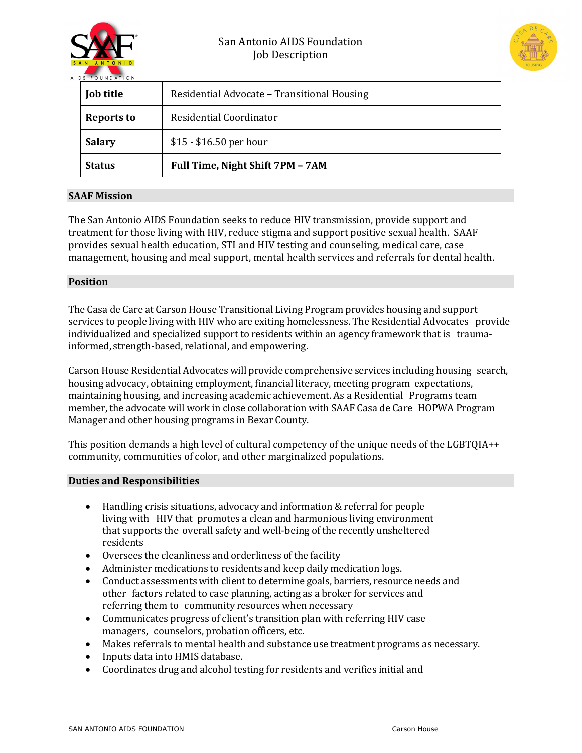San Antonio AIDS Foundation
Job Description

| Job title | Residential Advocate – Transitional Housing |
| --- | --- |
| Reports to | Residential Coordinator |
| Salary | $15 - $16.50 per hour |
| Status | **Full Time, Night Shift 7PM – 7AM** |

## SAAF Mission

The San Antonio AIDS Foundation seeks to reduce HIV transmission, provide support and treatment for those living with HIV, reduce stigma and support positive sexual health. SAAF provides sexual health education, STI and HIV testing and counseling, medical care, case management, housing and meal support, mental health services and referrals for dental health.

## Position

The Casa de Care at Carson House Transitional Living Program provides housing and support services to people living with HIV who are exiting homelessness. The Residential Advocates provide individualized and specialized support to residents within an agency framework that is trauma-informed, strength-based, relational, and empowering.

Carson House Residential Advocates will provide comprehensive services including housing search, housing advocacy, obtaining employment, financial literacy, meeting program expectations, maintaining housing, and increasing academic achievement. As a Residential Programs team member, the advocate will work in close collaboration with SAAF Casa de Care HOPWA Program Manager and other housing programs in Bexar County.

This position demands a high level of cultural competency of the unique needs of the LGBTQIA++ community, communities of color, and other marginalized populations.

## Duties and Responsibilities

- Handling crisis situations, advocacy and information & referral for people living with HIV that promotes a clean and harmonious living environment that supports the overall safety and well-being of the recently unsheltered residents
- Oversees the cleanliness and orderliness of the facility
- Administer medications to residents and keep daily medication logs.
- Conduct assessments with client to determine goals, barriers, resource needs and other factors related to case planning, acting as a broker for services and referring them to community resources when necessary
- Communicates progress of client's transition plan with referring HIV case managers, counselors, probation officers, etc.
- Makes referrals to mental health and substance use treatment programs as necessary.
- Inputs data into HMIS database.
- Coordinates drug and alcohol testing for residents and verifies initial and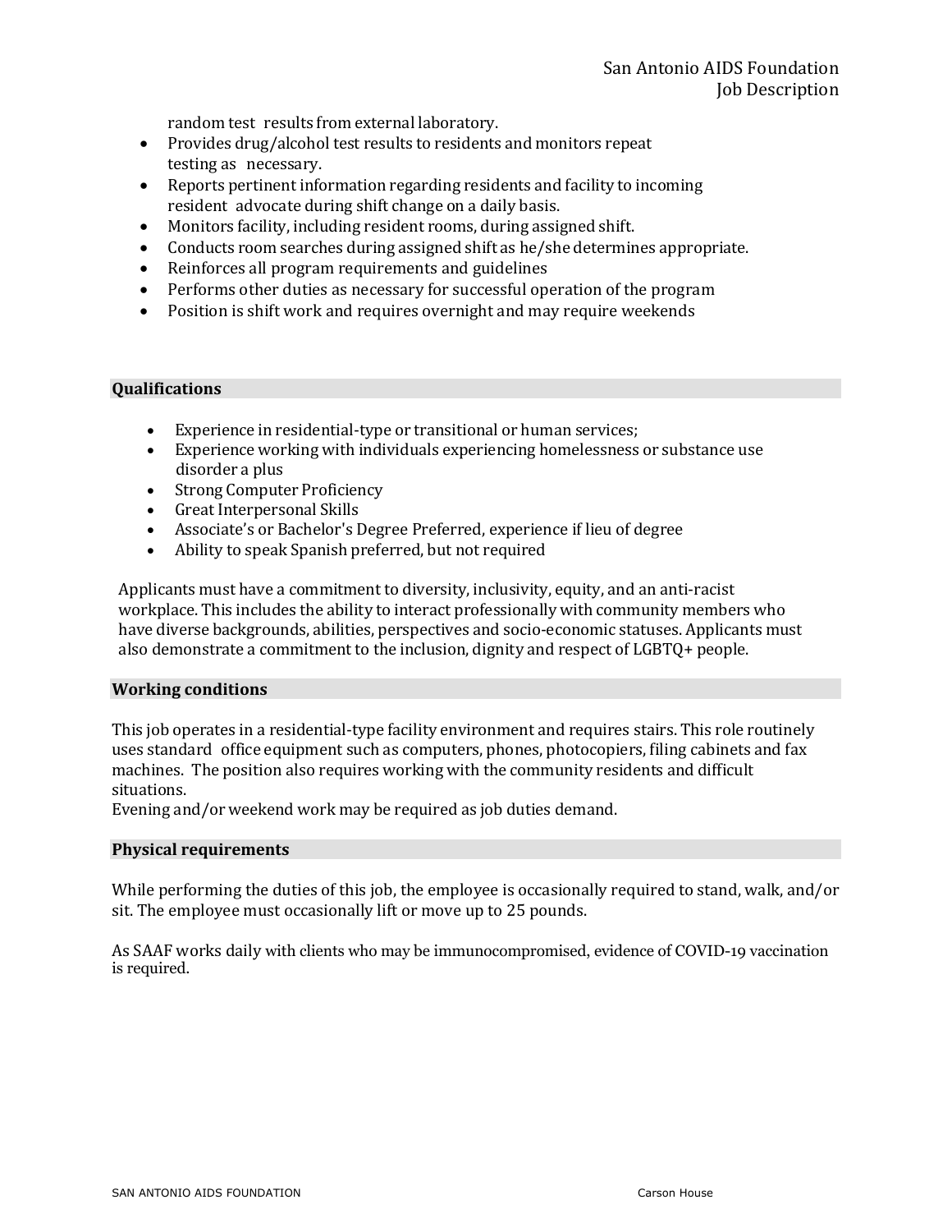random test results from external laboratory.

- Provides drug/alcohol test results to residents and monitors repeat testing as necessary.
- Reports pertinent information regarding residents and facility to incoming resident advocate during shift change on a daily basis.
- Monitors facility, including resident rooms, during assigned shift.
- Conducts room searches during assigned shift as he/she determines appropriate.
- Reinforces all program requirements and guidelines
- Performs other duties as necessary for successful operation of the program
- Position is shift work and requires overnight and may require weekends

## Qualifications

- Experience in residential-type or transitional or human services;
- Experience working with individuals experiencing homelessness or substance use disorder a plus
- Strong Computer Proficiency
- Great Interpersonal Skills
- Associate's or Bachelor's Degree Preferred, experience if lieu of degree
- Ability to speak Spanish preferred, but not required

Applicants must have a commitment to diversity, inclusivity, equity, and an anti-racist workplace. This includes the ability to interact professionally with community members who have diverse backgrounds, abilities, perspectives and socio-economic statuses. Applicants must also demonstrate a commitment to the inclusion, dignity and respect of LGBTQ+ people.

## Working conditions

This job operates in a residential-type facility environment and requires stairs. This role routinely uses standard office equipment such as computers, phones, photocopiers, filing cabinets and fax machines. The position also requires working with the community residents and difficult situations.
Evening and/or weekend work may be required as job duties demand.

## Physical requirements

While performing the duties of this job, the employee is occasionally required to stand, walk, and/or sit. The employee must occasionally lift or move up to 25 pounds.

As SAAF works daily with clients who may be immunocompromised, evidence of COVID-19 vaccination is required.